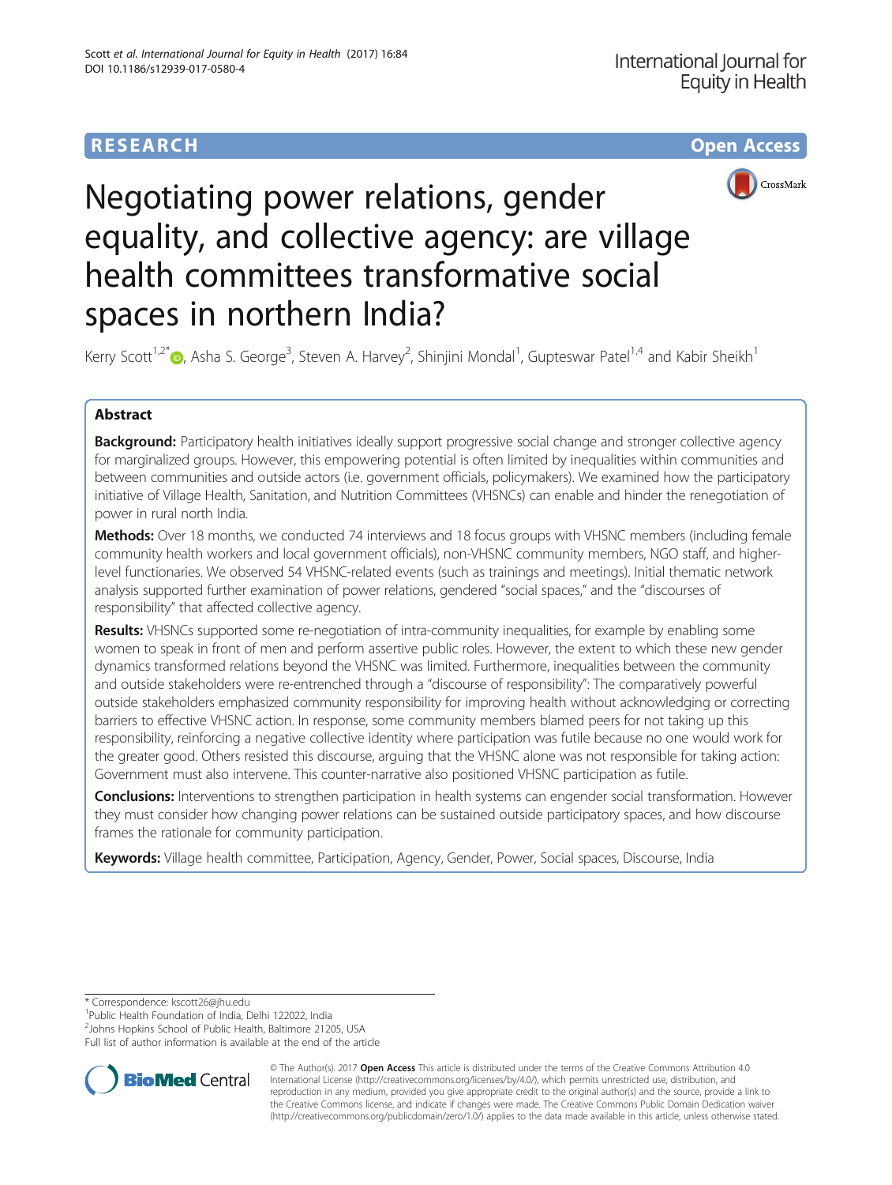RESEARCH Open Access

# Negotiating power relations, gender equality, and collective agency: are village health committees transformative social spaces in northern India?

Kerry Scott[1,2*], Asha S. George[3], Steven A. Harvey[2], Shinjini Mondal[1], Gupteswar Patel[1,4] and Kabir Sheikh[1]

## Abstract

**Background:** Participatory health initiatives ideally support progressive social change and stronger collective agency for marginalized groups. However, this empowering potential is often limited by inequalities within communities and between communities and outside actors (i.e. government officials, policymakers). We examined how the participatory initiative of Village Health, Sanitation, and Nutrition Committees (VHSNCs) can enable and hinder the renegotiation of power in rural north India.

**Methods:** Over 18 months, we conducted 74 interviews and 18 focus groups with VHSNC members (including female community health workers and local government officials), non-VHSNC community members, NGO staff, and higher-level functionaries. We observed 54 VHSNC-related events (such as trainings and meetings). Initial thematic network analysis supported further examination of power relations, gendered "social spaces," and the "discourses of responsibility" that affected collective agency.

**Results:** VHSNCs supported some re-negotiation of intra-community inequalities, for example by enabling some women to speak in front of men and perform assertive public roles. However, the extent to which these new gender dynamics transformed relations beyond the VHSNC was limited. Furthermore, inequalities between the community and outside stakeholders were re-entrenched through a "discourse of responsibility": The comparatively powerful outside stakeholders emphasized community responsibility for improving health without acknowledging or correcting barriers to effective VHSNC action. In response, some community members blamed peers for not taking up this responsibility, reinforcing a negative collective identity where participation was futile because no one would work for the greater good. Others resisted this discourse, arguing that the VHSNC alone was not responsible for taking action: Government must also intervene. This counter-narrative also positioned VHSNC participation as futile.

**Conclusions:** Interventions to strengthen participation in health systems can engender social transformation. However they must consider how changing power relations can be sustained outside participatory spaces, and how discourse frames the rationale for community participation.

**Keywords:** Village health committee, Participation, Agency, Gender, Power, Social spaces, Discourse, India

---

\* Correspondence: kscott26@jhu.edu
[1]Public Health Foundation of India, Delhi 122022, India
[2]Johns Hopkins School of Public Health, Baltimore 21205, USA
Full list of author information is available at the end of the article

© The Author(s). 2017 **Open Access** This article is distributed under the terms of the Creative Commons Attribution 4.0 International License (http://creativecommons.org/licenses/by/4.0/), which permits unrestricted use, distribution, and reproduction in any medium, provided you give appropriate credit to the original author(s) and the source, provide a link to the Creative Commons license, and indicate if changes were made. The Creative Commons Public Domain Dedication waiver (http://creativecommons.org/publicdomain/zero/1.0/) applies to the data made available in this article, unless otherwise stated.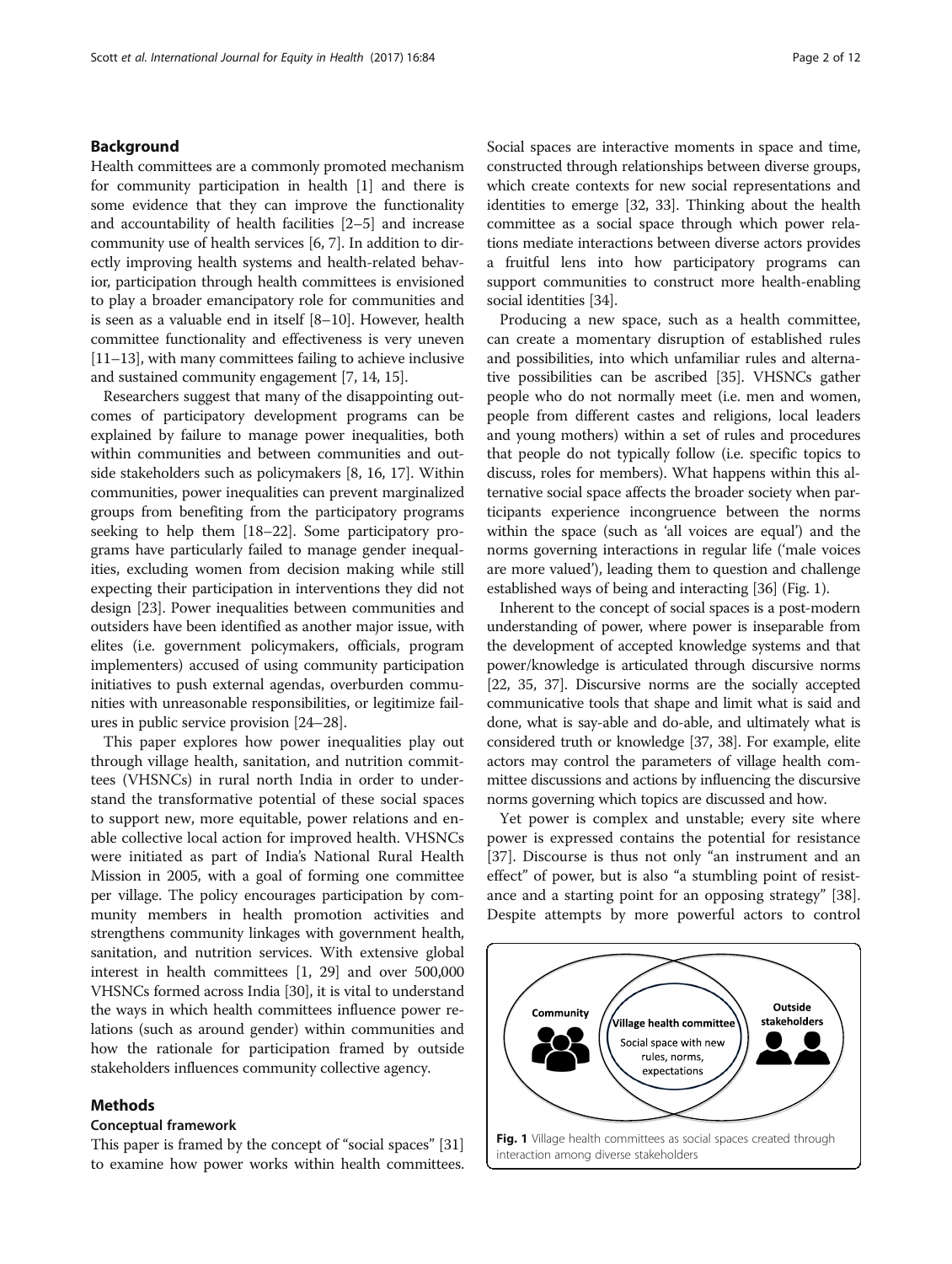## Background

Health committees are a commonly promoted mechanism for community participation in health [1] and there is some evidence that they can improve the functionality and accountability of health facilities [2–5] and increase community use of health services [6, 7]. In addition to directly improving health systems and health-related behavior, participation through health committees is envisioned to play a broader emancipatory role for communities and is seen as a valuable end in itself [8–10]. However, health committee functionality and effectiveness is very uneven [11–13], with many committees failing to achieve inclusive and sustained community engagement [7, 14, 15].

Researchers suggest that many of the disappointing outcomes of participatory development programs can be explained by failure to manage power inequalities, both within communities and between communities and outside stakeholders such as policymakers [8, 16, 17]. Within communities, power inequalities can prevent marginalized groups from benefiting from the participatory programs seeking to help them [18–22]. Some participatory programs have particularly failed to manage gender inequalities, excluding women from decision making while still expecting their participation in interventions they did not design [23]. Power inequalities between communities and outsiders have been identified as another major issue, with elites (i.e. government policymakers, officials, program implementers) accused of using community participation initiatives to push external agendas, overburden communities with unreasonable responsibilities, or legitimize failures in public service provision [24–28].

This paper explores how power inequalities play out through village health, sanitation, and nutrition committees (VHSNCs) in rural north India in order to understand the transformative potential of these social spaces to support new, more equitable, power relations and enable collective local action for improved health. VHSNCs were initiated as part of India's National Rural Health Mission in 2005, with a goal of forming one committee per village. The policy encourages participation by community members in health promotion activities and strengthens community linkages with government health, sanitation, and nutrition services. With extensive global interest in health committees [1, 29] and over 500,000 VHSNCs formed across India [30], it is vital to understand the ways in which health committees influence power relations (such as around gender) within communities and how the rationale for participation framed by outside stakeholders influences community collective agency.

## Methods

### Conceptual framework

This paper is framed by the concept of "social spaces" [31] to examine how power works within health committees. Social spaces are interactive moments in space and time, constructed through relationships between diverse groups, which create contexts for new social representations and identities to emerge [32, 33]. Thinking about the health committee as a social space through which power relations mediate interactions between diverse actors provides a fruitful lens into how participatory programs can support communities to construct more health-enabling social identities [34].

Producing a new space, such as a health committee, can create a momentary disruption of established rules and possibilities, into which unfamiliar rules and alternative possibilities can be ascribed [35]. VHSNCs gather people who do not normally meet (i.e. men and women, people from different castes and religions, local leaders and young mothers) within a set of rules and procedures that people do not typically follow (i.e. specific topics to discuss, roles for members). What happens within this alternative social space affects the broader society when participants experience incongruence between the norms within the space (such as 'all voices are equal') and the norms governing interactions in regular life ('male voices are more valued'), leading them to question and challenge established ways of being and interacting [36] (Fig. 1).

Inherent to the concept of social spaces is a post-modern understanding of power, where power is inseparable from the development of accepted knowledge systems and that power/knowledge is articulated through discursive norms [22, 35, 37]. Discursive norms are the socially accepted communicative tools that shape and limit what is said and done, what is say-able and do-able, and ultimately what is considered truth or knowledge [37, 38]. For example, elite actors may control the parameters of village health committee discussions and actions by influencing the discursive norms governing which topics are discussed and how.

Yet power is complex and unstable; every site where power is expressed contains the potential for resistance [37]. Discourse is thus not only "an instrument and an effect" of power, but is also "a stumbling point of resistance and a starting point for an opposing strategy" [38]. Despite attempts by more powerful actors to control

Community | Village health committee: Social space with new rules, norms, expectations | Outside stakeholders

**Fig. 1** Village health committees as social spaces created through interaction among diverse stakeholders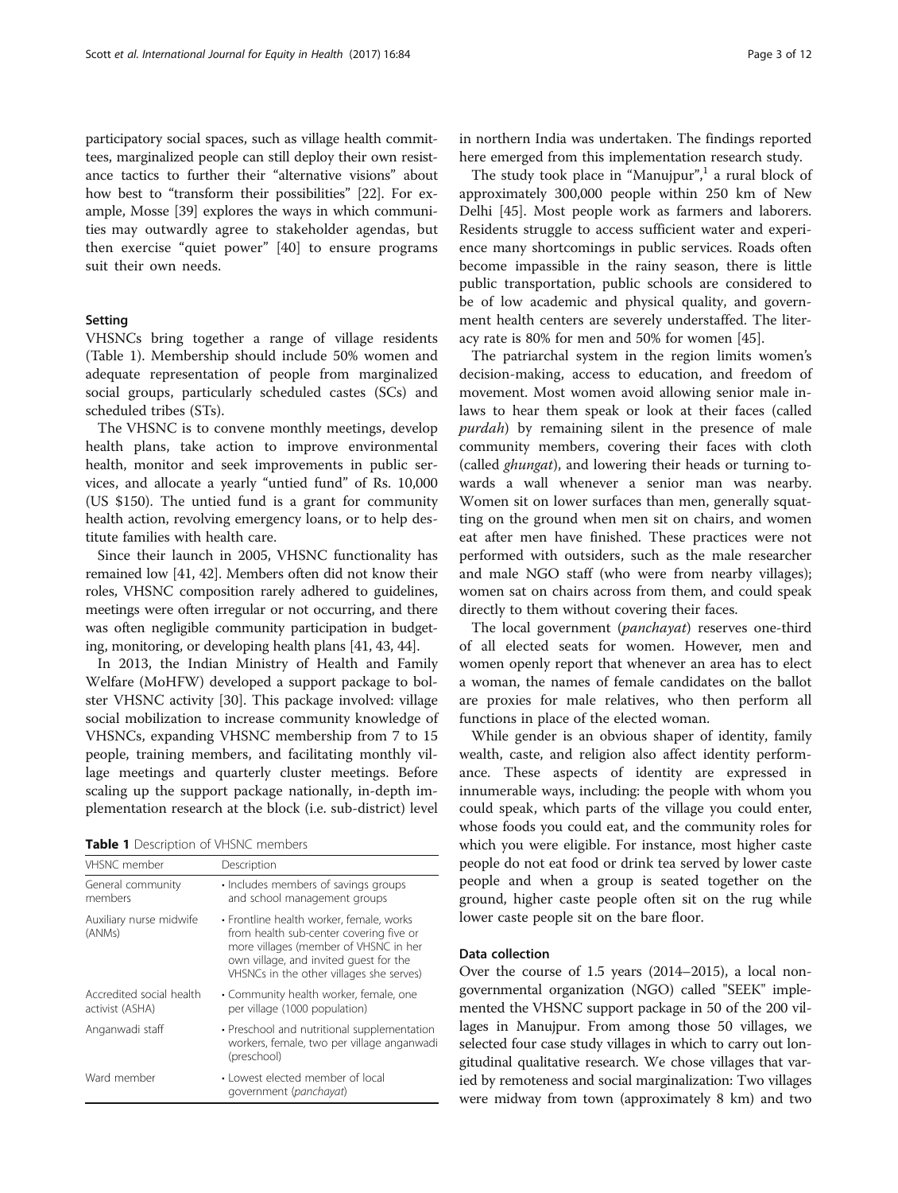participatory social spaces, such as village health committees, marginalized people can still deploy their own resistance tactics to further their "alternative visions" about how best to "transform their possibilities" [22]. For example, Mosse [39] explores the ways in which communities may outwardly agree to stakeholder agendas, but then exercise "quiet power" [40] to ensure programs suit their own needs.

## Setting

VHSNCs bring together a range of village residents (Table 1). Membership should include 50% women and adequate representation of people from marginalized social groups, particularly scheduled castes (SCs) and scheduled tribes (STs).

The VHSNC is to convene monthly meetings, develop health plans, take action to improve environmental health, monitor and seek improvements in public services, and allocate a yearly "untied fund" of Rs. 10,000 (US $150). The untied fund is a grant for community health action, revolving emergency loans, or to help destitute families with health care.

Since their launch in 2005, VHSNC functionality has remained low [41, 42]. Members often did not know their roles, VHSNC composition rarely adhered to guidelines, meetings were often irregular or not occurring, and there was often negligible community participation in budgeting, monitoring, or developing health plans [41, 43, 44].

In 2013, the Indian Ministry of Health and Family Welfare (MoHFW) developed a support package to bolster VHSNC activity [30]. This package involved: village social mobilization to increase community knowledge of VHSNCs, expanding VHSNC membership from 7 to 15 people, training members, and facilitating monthly village meetings and quarterly cluster meetings. Before scaling up the support package nationally, in-depth implementation research at the block (i.e. sub-district) level in northern India was undertaken. The findings reported here emerged from this implementation research study.

**Table 1** Description of VHSNC members

| VHSNC member | Description |
| --- | --- |
| General community members | • Includes members of savings groups and school management groups |
| Auxiliary nurse midwife (ANMs) | • Frontline health worker, female, works from health sub-center covering five or more villages (member of VHSNC in her own village, and invited guest for the VHSNCs in the other villages she serves) |
| Accredited social health activist (ASHA) | • Community health worker, female, one per village (1000 population) |
| Anganwadi staff | • Preschool and nutritional supplementation workers, female, two per village anganwadi (preschool) |
| Ward member | • Lowest elected member of local government (*panchayat*) |

The study took place in "Manujpur",[1] a rural block of approximately 300,000 people within 250 km of New Delhi [45]. Most people work as farmers and laborers. Residents struggle to access sufficient water and experience many shortcomings in public services. Roads often become impassible in the rainy season, there is little public transportation, public schools are considered to be of low academic and physical quality, and government health centers are severely understaffed. The literacy rate is 80% for men and 50% for women [45].

The patriarchal system in the region limits women's decision-making, access to education, and freedom of movement. Most women avoid allowing senior male in-laws to hear them speak or look at their faces (called *purdah*) by remaining silent in the presence of male community members, covering their faces with cloth (called *ghungat*), and lowering their heads or turning towards a wall whenever a senior man was nearby. Women sit on lower surfaces than men, generally squatting on the ground when men sit on chairs, and women eat after men have finished. These practices were not performed with outsiders, such as the male researcher and male NGO staff (who were from nearby villages); women sat on chairs across from them, and could speak directly to them without covering their faces.

The local government (*panchayat*) reserves one-third of all elected seats for women. However, men and women openly report that whenever an area has to elect a woman, the names of female candidates on the ballot are proxies for male relatives, who then perform all functions in place of the elected woman.

While gender is an obvious shaper of identity, family wealth, caste, and religion also affect identity performance. These aspects of identity are expressed in innumerable ways, including: the people with whom you could speak, which parts of the village you could enter, whose foods you could eat, and the community roles for which you were eligible. For instance, most higher caste people do not eat food or drink tea served by lower caste people and when a group is seated together on the ground, higher caste people often sit on the rug while lower caste people sit on the bare floor.

## Data collection

Over the course of 1.5 years (2014–2015), a local non-governmental organization (NGO) called "SEEK" implemented the VHSNC support package in 50 of the 200 villages in Manujpur. From among those 50 villages, we selected four case study villages in which to carry out longitudinal qualitative research. We chose villages that varied by remoteness and social marginalization: Two villages were midway from town (approximately 8 km) and two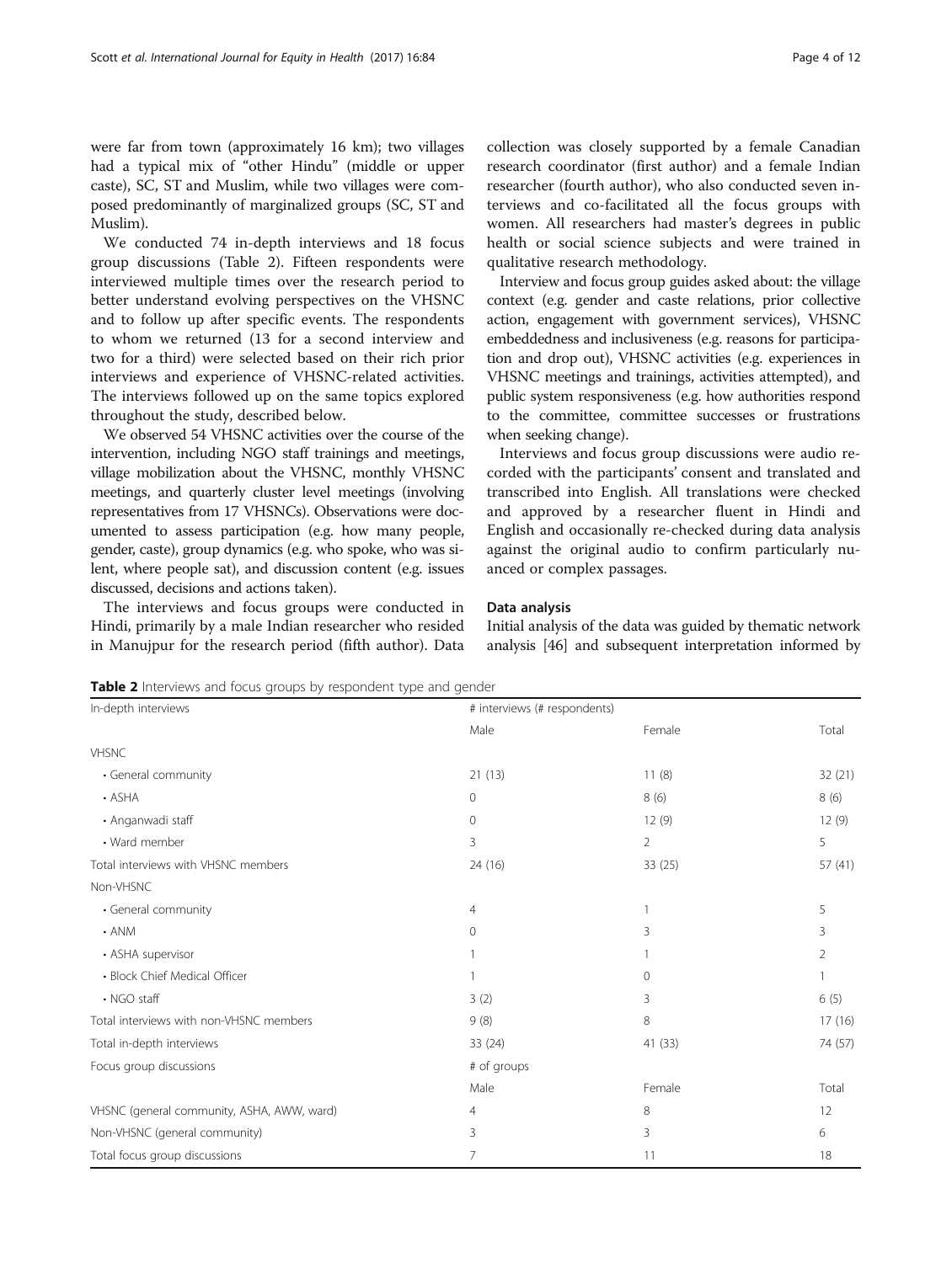were far from town (approximately 16 km); two villages had a typical mix of "other Hindu" (middle or upper caste), SC, ST and Muslim, while two villages were composed predominantly of marginalized groups (SC, ST and Muslim).

We conducted 74 in-depth interviews and 18 focus group discussions (Table 2). Fifteen respondents were interviewed multiple times over the research period to better understand evolving perspectives on the VHSNC and to follow up after specific events. The respondents to whom we returned (13 for a second interview and two for a third) were selected based on their rich prior interviews and experience of VHSNC-related activities. The interviews followed up on the same topics explored throughout the study, described below.

We observed 54 VHSNC activities over the course of the intervention, including NGO staff trainings and meetings, village mobilization about the VHSNC, monthly VHSNC meetings, and quarterly cluster level meetings (involving representatives from 17 VHSNCs). Observations were documented to assess participation (e.g. how many people, gender, caste), group dynamics (e.g. who spoke, who was silent, where people sat), and discussion content (e.g. issues discussed, decisions and actions taken).

The interviews and focus groups were conducted in Hindi, primarily by a male Indian researcher who resided in Manujpur for the research period (fifth author). Data collection was closely supported by a female Canadian research coordinator (first author) and a female Indian researcher (fourth author), who also conducted seven interviews and co-facilitated all the focus groups with women. All researchers had master's degrees in public health or social science subjects and were trained in qualitative research methodology.

Interview and focus group guides asked about: the village context (e.g. gender and caste relations, prior collective action, engagement with government services), VHSNC embeddedness and inclusiveness (e.g. reasons for participation and drop out), VHSNC activities (e.g. experiences in VHSNC meetings and trainings, activities attempted), and public system responsiveness (e.g. how authorities respond to the committee, committee successes or frustrations when seeking change).

Interviews and focus group discussions were audio recorded with the participants' consent and translated and transcribed into English. All translations were checked and approved by a researcher fluent in Hindi and English and occasionally re-checked during data analysis against the original audio to confirm particularly nuanced or complex passages.

## Data analysis

Initial analysis of the data was guided by thematic network analysis [46] and subsequent interpretation informed by

**Table 2** Interviews and focus groups by respondent type and gender

| In-depth interviews | # interviews (# respondents) | | |
|---|---|---|---|
| | Male | Female | Total |
| VHSNC | | | |
| • General community | 21 (13) | 11 (8) | 32 (21) |
| • ASHA | 0 | 8 (6) | 8 (6) |
| • Anganwadi staff | 0 | 12 (9) | 12 (9) |
| • Ward member | 3 | 2 | 5 |
| Total interviews with VHSNC members | 24 (16) | 33 (25) | 57 (41) |
| Non-VHSNC | | | |
| • General community | 4 | 1 | 5 |
| • ANM | 0 | 3 | 3 |
| • ASHA supervisor | 1 | 1 | 2 |
| • Block Chief Medical Officer | 1 | 0 | 1 |
| • NGO staff | 3 (2) | 3 | 6 (5) |
| Total interviews with non-VHSNC members | 9 (8) | 8 | 17 (16) |
| Total in-depth interviews | 33 (24) | 41 (33) | 74 (57) |
| Focus group discussions | # of groups | | |
| | Male | Female | Total |
| VHSNC (general community, ASHA, AWW, ward) | 4 | 8 | 12 |
| Non-VHSNC (general community) | 3 | 3 | 6 |
| Total focus group discussions | 7 | 11 | 18 |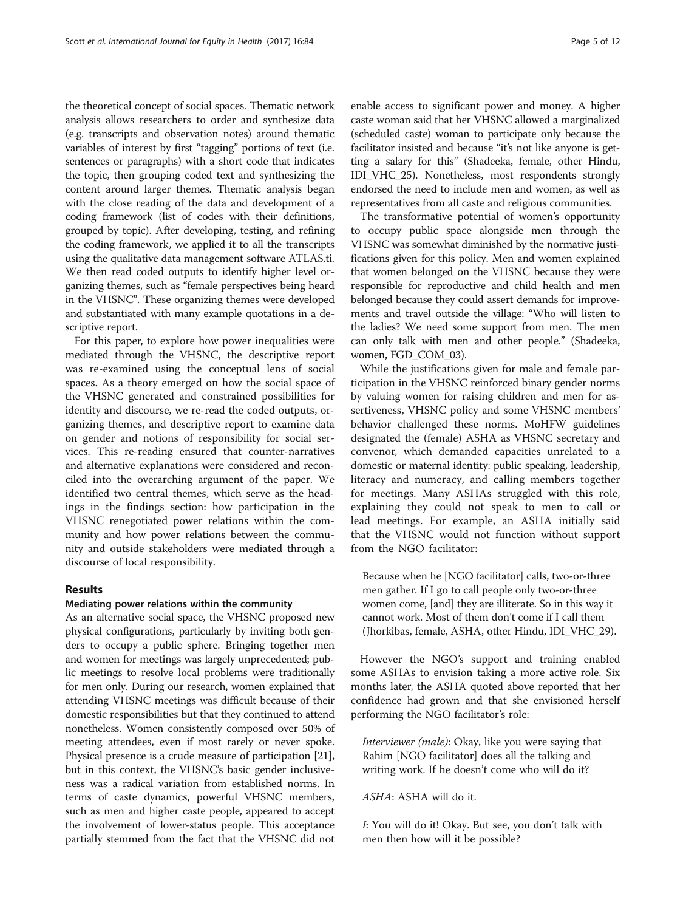the theoretical concept of social spaces. Thematic network analysis allows researchers to order and synthesize data (e.g. transcripts and observation notes) around thematic variables of interest by first "tagging" portions of text (i.e. sentences or paragraphs) with a short code that indicates the topic, then grouping coded text and synthesizing the content around larger themes. Thematic analysis began with the close reading of the data and development of a coding framework (list of codes with their definitions, grouped by topic). After developing, testing, and refining the coding framework, we applied it to all the transcripts using the qualitative data management software ATLAS.ti. We then read coded outputs to identify higher level organizing themes, such as "female perspectives being heard in the VHSNC". These organizing themes were developed and substantiated with many example quotations in a descriptive report.

For this paper, to explore how power inequalities were mediated through the VHSNC, the descriptive report was re-examined using the conceptual lens of social spaces. As a theory emerged on how the social space of the VHSNC generated and constrained possibilities for identity and discourse, we re-read the coded outputs, organizing themes, and descriptive report to examine data on gender and notions of responsibility for social services. This re-reading ensured that counter-narratives and alternative explanations were considered and reconciled into the overarching argument of the paper. We identified two central themes, which serve as the headings in the findings section: how participation in the VHSNC renegotiated power relations within the community and how power relations between the community and outside stakeholders were mediated through a discourse of local responsibility.

## Results

### Mediating power relations within the community

As an alternative social space, the VHSNC proposed new physical configurations, particularly by inviting both genders to occupy a public sphere. Bringing together men and women for meetings was largely unprecedented; public meetings to resolve local problems were traditionally for men only. During our research, women explained that attending VHSNC meetings was difficult because of their domestic responsibilities but that they continued to attend nonetheless. Women consistently composed over 50% of meeting attendees, even if most rarely or never spoke. Physical presence is a crude measure of participation [21], but in this context, the VHSNC's basic gender inclusiveness was a radical variation from established norms. In terms of caste dynamics, powerful VHSNC members, such as men and higher caste people, appeared to accept the involvement of lower-status people. This acceptance partially stemmed from the fact that the VHSNC did not enable access to significant power and money. A higher caste woman said that her VHSNC allowed a marginalized (scheduled caste) woman to participate only because the facilitator insisted and because "it's not like anyone is getting a salary for this" (Shadeeka, female, other Hindu, IDI_VHC_25). Nonetheless, most respondents strongly endorsed the need to include men and women, as well as representatives from all caste and religious communities.

The transformative potential of women's opportunity to occupy public space alongside men through the VHSNC was somewhat diminished by the normative justifications given for this policy. Men and women explained that women belonged on the VHSNC because they were responsible for reproductive and child health and men belonged because they could assert demands for improvements and travel outside the village: "Who will listen to the ladies? We need some support from men. The men can only talk with men and other people." (Shadeeka, women, FGD_COM_03).

While the justifications given for male and female participation in the VHSNC reinforced binary gender norms by valuing women for raising children and men for assertiveness, VHSNC policy and some VHSNC members' behavior challenged these norms. MoHFW guidelines designated the (female) ASHA as VHSNC secretary and convenor, which demanded capacities unrelated to a domestic or maternal identity: public speaking, leadership, literacy and numeracy, and calling members together for meetings. Many ASHAs struggled with this role, explaining they could not speak to men to call or lead meetings. For example, an ASHA initially said that the VHSNC would not function without support from the NGO facilitator:

> Because when he [NGO facilitator] calls, two-or-three men gather. If I go to call people only two-or-three women come, [and] they are illiterate. So in this way it cannot work. Most of them don't come if I call them (Jhorkibas, female, ASHA, other Hindu, IDI_VHC_29).

However the NGO's support and training enabled some ASHAs to envision taking a more active role. Six months later, the ASHA quoted above reported that her confidence had grown and that she envisioned herself performing the NGO facilitator's role:

> *Interviewer (male)*: Okay, like you were saying that Rahim [NGO facilitator] does all the talking and writing work. If he doesn't come who will do it?
>
> *ASHA*: ASHA will do it.
>
> *I*: You will do it! Okay. But see, you don't talk with men then how will it be possible?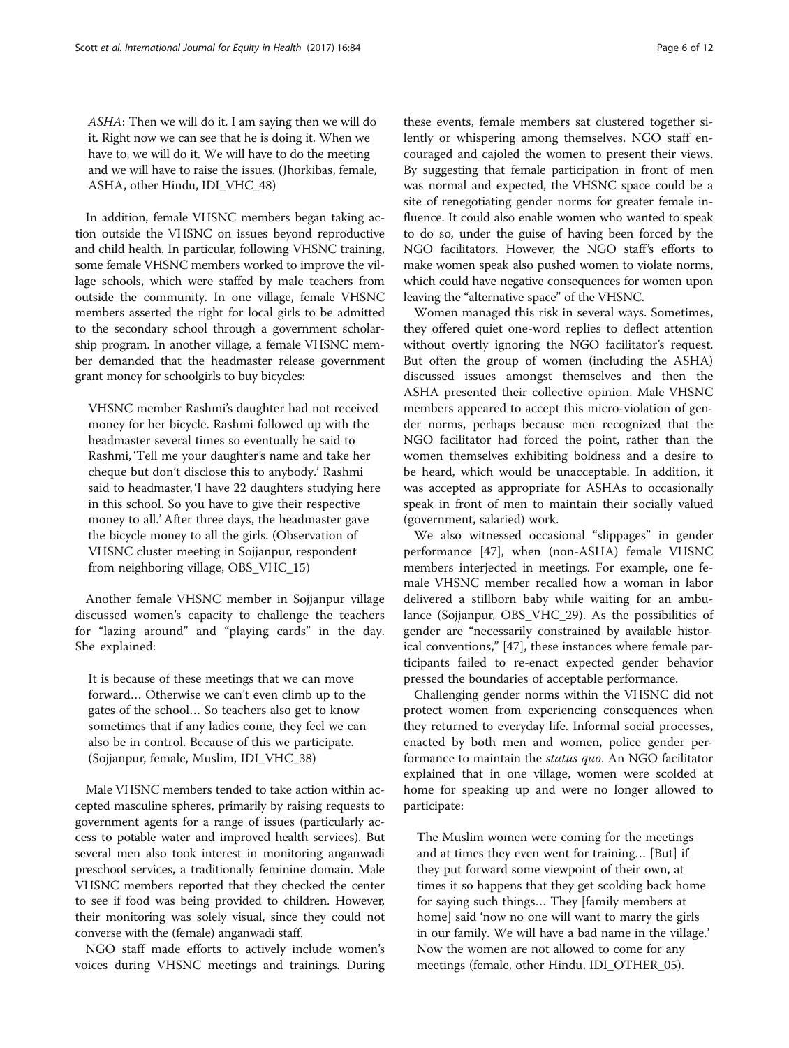*ASHA*: Then we will do it. I am saying then we will do it. Right now we can see that he is doing it. When we have to, we will do it. We will have to do the meeting and we will have to raise the issues. (Jhorkibas, female, ASHA, other Hindu, IDI_VHC_48)

In addition, female VHSNC members began taking action outside the VHSNC on issues beyond reproductive and child health. In particular, following VHSNC training, some female VHSNC members worked to improve the village schools, which were staffed by male teachers from outside the community. In one village, female VHSNC members asserted the right for local girls to be admitted to the secondary school through a government scholarship program. In another village, a female VHSNC member demanded that the headmaster release government grant money for schoolgirls to buy bicycles:

> VHSNC member Rashmi's daughter had not received money for her bicycle. Rashmi followed up with the headmaster several times so eventually he said to Rashmi, 'Tell me your daughter's name and take her cheque but don't disclose this to anybody.' Rashmi said to headmaster, 'I have 22 daughters studying here in this school. So you have to give their respective money to all.' After three days, the headmaster gave the bicycle money to all the girls. (Observation of VHSNC cluster meeting in Sojjanpur, respondent from neighboring village, OBS_VHC_15)

Another female VHSNC member in Sojjanpur village discussed women's capacity to challenge the teachers for "lazing around" and "playing cards" in the day. She explained:

> It is because of these meetings that we can move forward… Otherwise we can't even climb up to the gates of the school… So teachers also get to know sometimes that if any ladies come, they feel we can also be in control. Because of this we participate. (Sojjanpur, female, Muslim, IDI_VHC_38)

Male VHSNC members tended to take action within accepted masculine spheres, primarily by raising requests to government agents for a range of issues (particularly access to potable water and improved health services). But several men also took interest in monitoring anganwadi preschool services, a traditionally feminine domain. Male VHSNC members reported that they checked the center to see if food was being provided to children. However, their monitoring was solely visual, since they could not converse with the (female) anganwadi staff.

NGO staff made efforts to actively include women's voices during VHSNC meetings and trainings. During these events, female members sat clustered together silently or whispering among themselves. NGO staff encouraged and cajoled the women to present their views. By suggesting that female participation in front of men was normal and expected, the VHSNC space could be a site of renegotiating gender norms for greater female influence. It could also enable women who wanted to speak to do so, under the guise of having been forced by the NGO facilitators. However, the NGO staff's efforts to make women speak also pushed women to violate norms, which could have negative consequences for women upon leaving the "alternative space" of the VHSNC.

Women managed this risk in several ways. Sometimes, they offered quiet one-word replies to deflect attention without overtly ignoring the NGO facilitator's request. But often the group of women (including the ASHA) discussed issues amongst themselves and then the ASHA presented their collective opinion. Male VHSNC members appeared to accept this micro-violation of gender norms, perhaps because men recognized that the NGO facilitator had forced the point, rather than the women themselves exhibiting boldness and a desire to be heard, which would be unacceptable. In addition, it was accepted as appropriate for ASHAs to occasionally speak in front of men to maintain their socially valued (government, salaried) work.

We also witnessed occasional "slippages" in gender performance [47], when (non-ASHA) female VHSNC members interjected in meetings. For example, one female VHSNC member recalled how a woman in labor delivered a stillborn baby while waiting for an ambulance (Sojjanpur, OBS_VHC_29). As the possibilities of gender are "necessarily constrained by available historical conventions," [47], these instances where female participants failed to re-enact expected gender behavior pressed the boundaries of acceptable performance.

Challenging gender norms within the VHSNC did not protect women from experiencing consequences when they returned to everyday life. Informal social processes, enacted by both men and women, police gender performance to maintain the *status quo*. An NGO facilitator explained that in one village, women were scolded at home for speaking up and were no longer allowed to participate:

> The Muslim women were coming for the meetings and at times they even went for training… [But] if they put forward some viewpoint of their own, at times it so happens that they get scolding back home for saying such things… They [family members at home] said 'now no one will want to marry the girls in our family. We will have a bad name in the village.' Now the women are not allowed to come for any meetings (female, other Hindu, IDI_OTHER_05).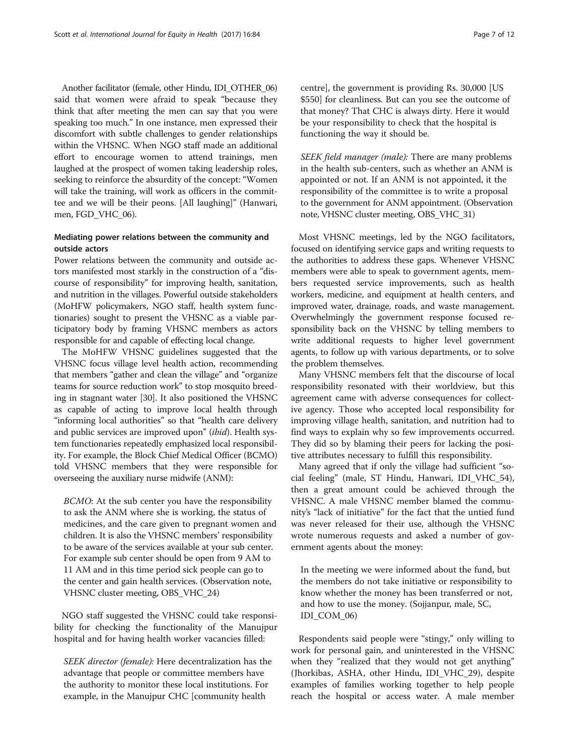Another facilitator (female, other Hindu, IDI_OTHER_06) said that women were afraid to speak "because they think that after meeting the men can say that you were speaking too much." In one instance, men expressed their discomfort with subtle challenges to gender relationships within the VHSNC. When NGO staff made an additional effort to encourage women to attend trainings, men laughed at the prospect of women taking leadership roles, seeking to reinforce the absurdity of the concept: "Women will take the training, will work as officers in the committee and we will be their peons. [All laughing]" (Hanwari, men, FGD_VHC_06).

### Mediating power relations between the community and outside actors

Power relations between the community and outside actors manifested most starkly in the construction of a "discourse of responsibility" for improving health, sanitation, and nutrition in the villages. Powerful outside stakeholders (MoHFW policymakers, NGO staff, health system functionaries) sought to present the VHSNC as a viable participatory body by framing VHSNC members as actors responsible for and capable of effecting local change.

The MoHFW VHSNC guidelines suggested that the VHSNC focus village level health action, recommending that members "gather and clean the village" and "organize teams for source reduction work" to stop mosquito breeding in stagnant water [30]. It also positioned the VHSNC as capable of acting to improve local health through "informing local authorities" so that "health care delivery and public services are improved upon" (*ibid*). Health system functionaries repeatedly emphasized local responsibility. For example, the Block Chief Medical Officer (BCMO) told VHSNC members that they were responsible for overseeing the auxiliary nurse midwife (ANM):

> *BCMO*: At the sub center you have the responsibility to ask the ANM where she is working, the status of medicines, and the care given to pregnant women and children. It is also the VHSNC members' responsibility to be aware of the services available at your sub center. For example sub center should be open from 9 AM to 11 AM and in this time period sick people can go to the center and gain health services. (Observation note, VHSNC cluster meeting, OBS_VHC_24)

NGO staff suggested the VHSNC could take responsibility for checking the functionality of the Manujpur hospital and for having health worker vacancies filled:

> *SEEK director (female):* Here decentralization has the advantage that people or committee members have the authority to monitor these local institutions. For example, in the Manujpur CHC [community health centre], the government is providing Rs. 30,000 [US $550] for cleanliness. But can you see the outcome of that money? That CHC is always dirty. Here it would be your responsibility to check that the hospital is functioning the way it should be.
>
> *SEEK field manager (male):* There are many problems in the health sub-centers, such as whether an ANM is appointed or not. If an ANM is not appointed, it the responsibility of the committee is to write a proposal to the government for ANM appointment. (Observation note, VHSNC cluster meeting, OBS_VHC_31)

Most VHSNC meetings, led by the NGO facilitators, focused on identifying service gaps and writing requests to the authorities to address these gaps. Whenever VHSNC members were able to speak to government agents, members requested service improvements, such as health workers, medicine, and equipment at health centers, and improved water, drainage, roads, and waste management. Overwhelmingly the government response focused responsibility back on the VHSNC by telling members to write additional requests to higher level government agents, to follow up with various departments, or to solve the problem themselves.

Many VHSNC members felt that the discourse of local responsibility resonated with their worldview, but this agreement came with adverse consequences for collective agency. Those who accepted local responsibility for improving village health, sanitation, and nutrition had to find ways to explain why so few improvements occurred. They did so by blaming their peers for lacking the positive attributes necessary to fulfill this responsibility.

Many agreed that if only the village had sufficient "social feeling" (male, ST Hindu, Hanwari, IDI_VHC_54), then a great amount could be achieved through the VHSNC. A male VHSNC member blamed the community's "lack of initiative" for the fact that the untied fund was never released for their use, although the VHSNC wrote numerous requests and asked a number of government agents about the money:

> In the meeting we were informed about the fund, but the members do not take initiative or responsibility to know whether the money has been transferred or not, and how to use the money. (Sojjanpur, male, SC, IDI_COM_06)

Respondents said people were "stingy," only willing to work for personal gain, and uninterested in the VHSNC when they "realized that they would not get anything" (Jhorkibas, ASHA, other Hindu, IDI_VHC_29), despite examples of families working together to help people reach the hospital or access water. A male member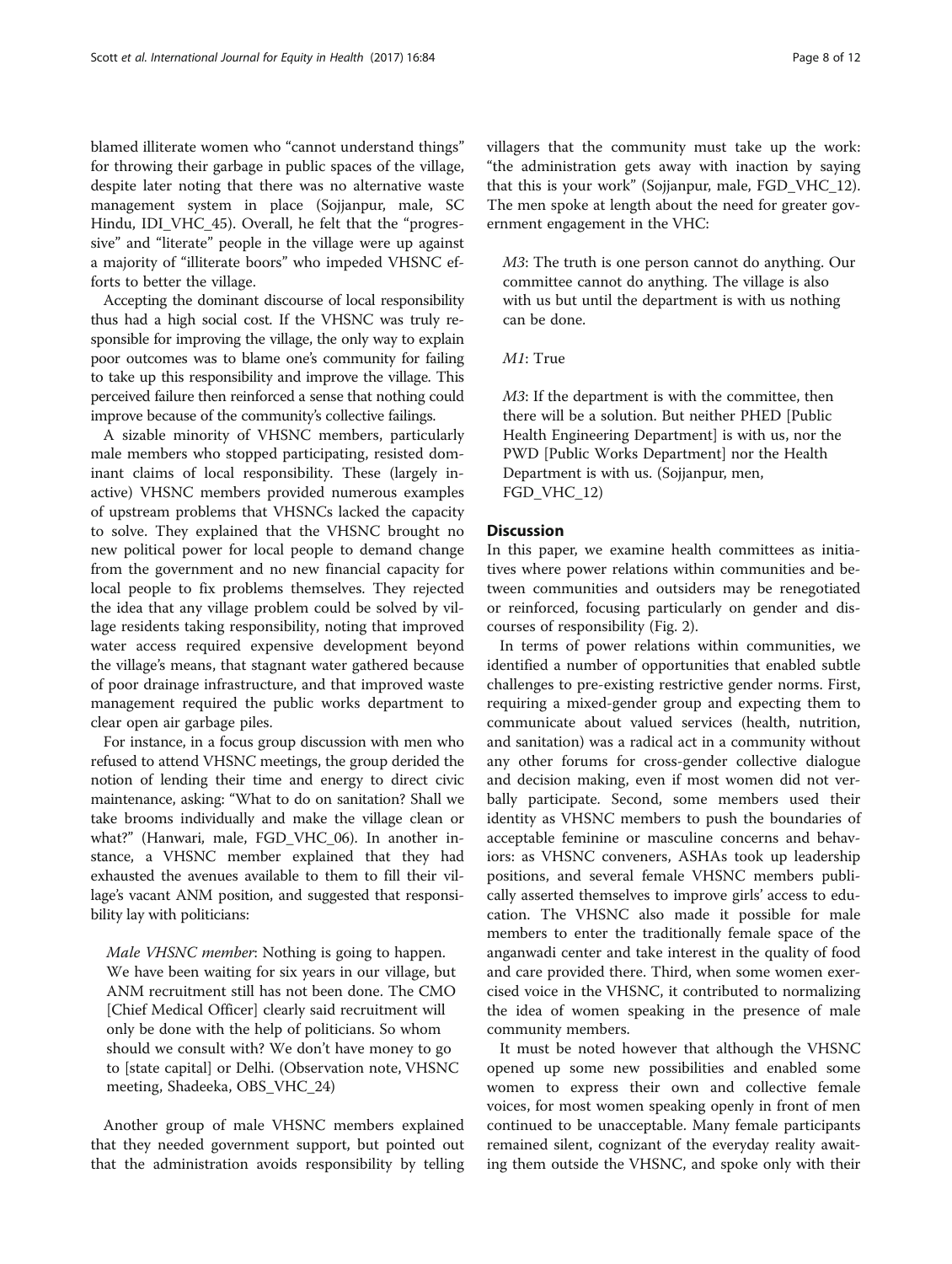blamed illiterate women who "cannot understand things" for throwing their garbage in public spaces of the village, despite later noting that there was no alternative waste management system in place (Sojjanpur, male, SC Hindu, IDI_VHC_45). Overall, he felt that the "progressive" and "literate" people in the village were up against a majority of "illiterate boors" who impeded VHSNC efforts to better the village.

Accepting the dominant discourse of local responsibility thus had a high social cost. If the VHSNC was truly responsible for improving the village, the only way to explain poor outcomes was to blame one's community for failing to take up this responsibility and improve the village. This perceived failure then reinforced a sense that nothing could improve because of the community's collective failings.

A sizable minority of VHSNC members, particularly male members who stopped participating, resisted dominant claims of local responsibility. These (largely inactive) VHSNC members provided numerous examples of upstream problems that VHSNCs lacked the capacity to solve. They explained that the VHSNC brought no new political power for local people to demand change from the government and no new financial capacity for local people to fix problems themselves. They rejected the idea that any village problem could be solved by village residents taking responsibility, noting that improved water access required expensive development beyond the village's means, that stagnant water gathered because of poor drainage infrastructure, and that improved waste management required the public works department to clear open air garbage piles.

For instance, in a focus group discussion with men who refused to attend VHSNC meetings, the group derided the notion of lending their time and energy to direct civic maintenance, asking: "What to do on sanitation? Shall we take brooms individually and make the village clean or what?" (Hanwari, male, FGD_VHC_06). In another instance, a VHSNC member explained that they had exhausted the avenues available to them to fill their village's vacant ANM position, and suggested that responsibility lay with politicians:

> *Male VHSNC member*: Nothing is going to happen. We have been waiting for six years in our village, but ANM recruitment still has not been done. The CMO [Chief Medical Officer] clearly said recruitment will only be done with the help of politicians. So whom should we consult with? We don't have money to go to [state capital] or Delhi. (Observation note, VHSNC meeting, Shadeeka, OBS_VHC_24)

Another group of male VHSNC members explained that they needed government support, but pointed out that the administration avoids responsibility by telling villagers that the community must take up the work: "the administration gets away with inaction by saying that this is your work" (Sojjanpur, male, FGD_VHC_12). The men spoke at length about the need for greater government engagement in the VHC:

> *M3*: The truth is one person cannot do anything. Our committee cannot do anything. The village is also with us but until the department is with us nothing can be done.
>
> *M1*: True
>
> *M3*: If the department is with the committee, then there will be a solution. But neither PHED [Public Health Engineering Department] is with us, nor the PWD [Public Works Department] nor the Health Department is with us. (Sojjanpur, men, FGD_VHC_12)

## Discussion

In this paper, we examine health committees as initiatives where power relations within communities and between communities and outsiders may be renegotiated or reinforced, focusing particularly on gender and discourses of responsibility (Fig. 2).

In terms of power relations within communities, we identified a number of opportunities that enabled subtle challenges to pre-existing restrictive gender norms. First, requiring a mixed-gender group and expecting them to communicate about valued services (health, nutrition, and sanitation) was a radical act in a community without any other forums for cross-gender collective dialogue and decision making, even if most women did not verbally participate. Second, some members used their identity as VHSNC members to push the boundaries of acceptable feminine or masculine concerns and behaviors: as VHSNC conveners, ASHAs took up leadership positions, and several female VHSNC members publically asserted themselves to improve girls' access to education. The VHSNC also made it possible for male members to enter the traditionally female space of the anganwadi center and take interest in the quality of food and care provided there. Third, when some women exercised voice in the VHSNC, it contributed to normalizing the idea of women speaking in the presence of male community members.

It must be noted however that although the VHSNC opened up some new possibilities and enabled some women to express their own and collective female voices, for most women speaking openly in front of men continued to be unacceptable. Many female participants remained silent, cognizant of the everyday reality awaiting them outside the VHSNC, and spoke only with their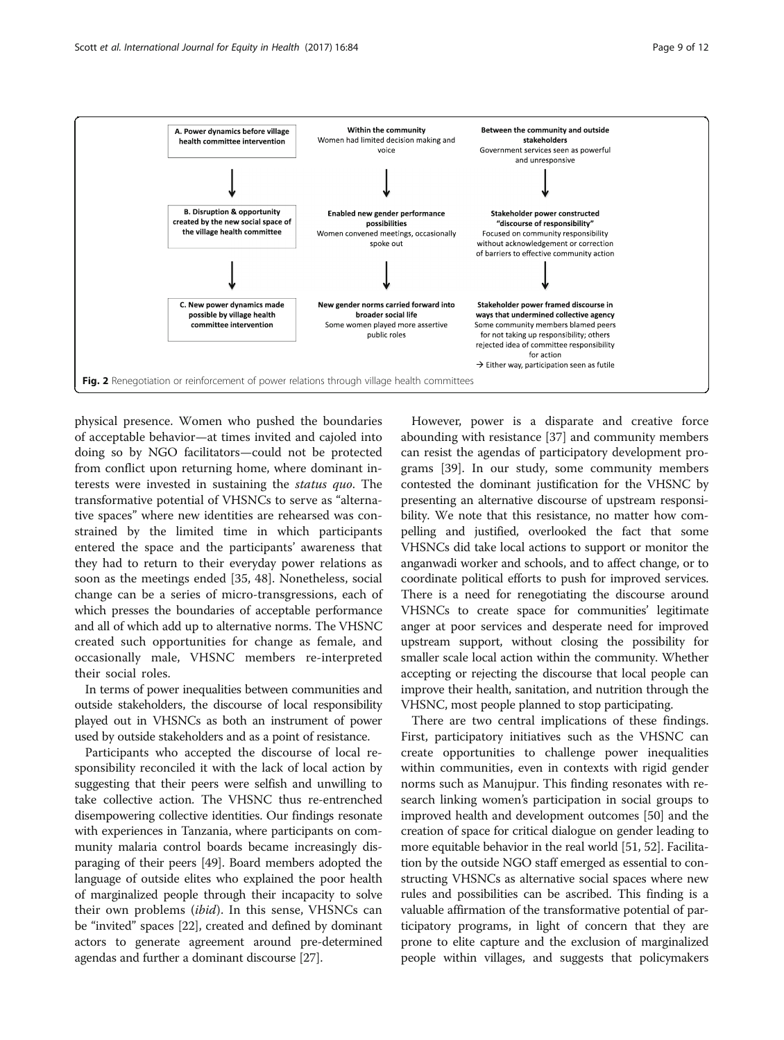A. Power dynamics before village health committee intervention

Within the community
Women had limited decision making and voice

Between the community and outside stakeholders
Government services seen as powerful and unresponsive

B. Disruption & opportunity created by the new social space of the village health committee

Enabled new gender performance possibilities
Women convened meetings, occasionally spoke out

Stakeholder power constructed "discourse of responsibility"
Focused on community responsibility without acknowledgement or correction of barriers to effective community action

C. New power dynamics made possible by village health committee intervention

New gender norms carried forward into broader social life
Some women played more assertive public roles

Stakeholder power framed discourse in ways that undermined collective agency
Some community members blamed peers for not taking up responsibility; others rejected idea of committee responsibility for action
→ Either way, participation seen as futile

**Fig. 2** Renegotiation or reinforcement of power relations through village health committees

physical presence. Women who pushed the boundaries of acceptable behavior—at times invited and cajoled into doing so by NGO facilitators—could not be protected from conflict upon returning home, where dominant interests were invested in sustaining the *status quo*. The transformative potential of VHSNCs to serve as "alternative spaces" where new identities are rehearsed was constrained by the limited time in which participants entered the space and the participants' awareness that they had to return to their everyday power relations as soon as the meetings ended [35, 48]. Nonetheless, social change can be a series of micro-transgressions, each of which presses the boundaries of acceptable performance and all of which add up to alternative norms. The VHSNC created such opportunities for change as female, and occasionally male, VHSNC members re-interpreted their social roles.

In terms of power inequalities between communities and outside stakeholders, the discourse of local responsibility played out in VHSNCs as both an instrument of power used by outside stakeholders and as a point of resistance.

Participants who accepted the discourse of local responsibility reconciled it with the lack of local action by suggesting that their peers were selfish and unwilling to take collective action. The VHSNC thus re-entrenched disempowering collective identities. Our findings resonate with experiences in Tanzania, where participants on community malaria control boards became increasingly disparaging of their peers [49]. Board members adopted the language of outside elites who explained the poor health of marginalized people through their incapacity to solve their own problems (*ibid*). In this sense, VHSNCs can be "invited" spaces [22], created and defined by dominant actors to generate agreement around pre-determined agendas and further a dominant discourse [27].

However, power is a disparate and creative force abounding with resistance [37] and community members can resist the agendas of participatory development programs [39]. In our study, some community members contested the dominant justification for the VHSNC by presenting an alternative discourse of upstream responsibility. We note that this resistance, no matter how compelling and justified, overlooked the fact that some VHSNCs did take local actions to support or monitor the anganwadi worker and schools, and to affect change, or to coordinate political efforts to push for improved services. There is a need for renegotiating the discourse around VHSNCs to create space for communities' legitimate anger at poor services and desperate need for improved upstream support, without closing the possibility for smaller scale local action within the community. Whether accepting or rejecting the discourse that local people can improve their health, sanitation, and nutrition through the VHSNC, most people planned to stop participating.

There are two central implications of these findings. First, participatory initiatives such as the VHSNC can create opportunities to challenge power inequalities within communities, even in contexts with rigid gender norms such as Manujpur. This finding resonates with research linking women's participation in social groups to improved health and development outcomes [50] and the creation of space for critical dialogue on gender leading to more equitable behavior in the real world [51, 52]. Facilitation by the outside NGO staff emerged as essential to constructing VHSNCs as alternative social spaces where new rules and possibilities can be ascribed. This finding is a valuable affirmation of the transformative potential of participatory programs, in light of concern that they are prone to elite capture and the exclusion of marginalized people within villages, and suggests that policymakers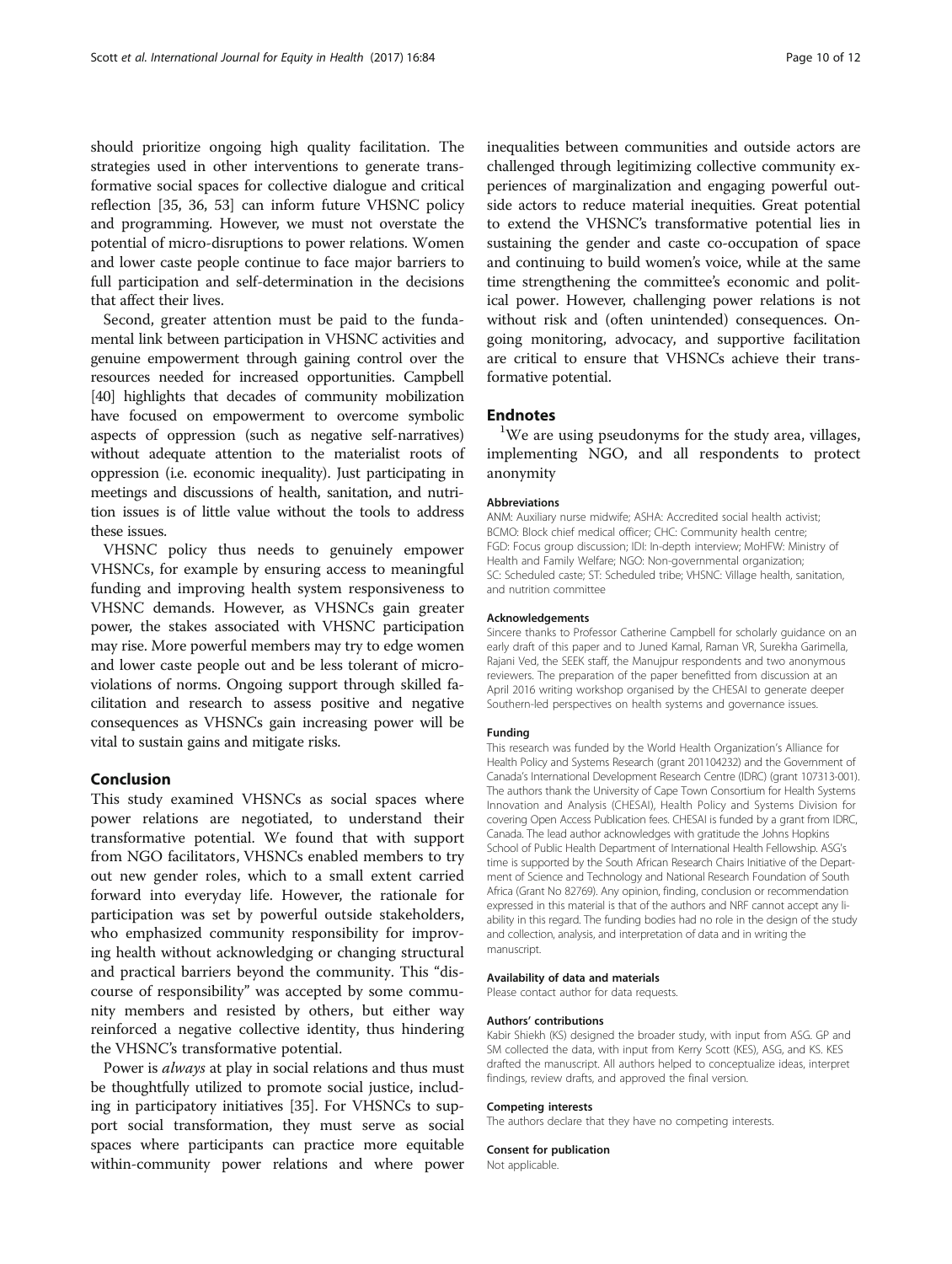should prioritize ongoing high quality facilitation. The strategies used in other interventions to generate transformative social spaces for collective dialogue and critical reflection [35, 36, 53] can inform future VHSNC policy and programming. However, we must not overstate the potential of micro-disruptions to power relations. Women and lower caste people continue to face major barriers to full participation and self-determination in the decisions that affect their lives.

Second, greater attention must be paid to the fundamental link between participation in VHSNC activities and genuine empowerment through gaining control over the resources needed for increased opportunities. Campbell [40] highlights that decades of community mobilization have focused on empowerment to overcome symbolic aspects of oppression (such as negative self-narratives) without adequate attention to the materialist roots of oppression (i.e. economic inequality). Just participating in meetings and discussions of health, sanitation, and nutrition issues is of little value without the tools to address these issues.

VHSNC policy thus needs to genuinely empower VHSNCs, for example by ensuring access to meaningful funding and improving health system responsiveness to VHSNC demands. However, as VHSNCs gain greater power, the stakes associated with VHSNC participation may rise. More powerful members may try to edge women and lower caste people out and be less tolerant of micro-violations of norms. Ongoing support through skilled facilitation and research to assess positive and negative consequences as VHSNCs gain increasing power will be vital to sustain gains and mitigate risks.

## Conclusion

This study examined VHSNCs as social spaces where power relations are negotiated, to understand their transformative potential. We found that with support from NGO facilitators, VHSNCs enabled members to try out new gender roles, which to a small extent carried forward into everyday life. However, the rationale for participation was set by powerful outside stakeholders, who emphasized community responsibility for improving health without acknowledging or changing structural and practical barriers beyond the community. This "discourse of responsibility" was accepted by some community members and resisted by others, but either way reinforced a negative collective identity, thus hindering the VHSNC's transformative potential.

Power is *always* at play in social relations and thus must be thoughtfully utilized to promote social justice, including in participatory initiatives [35]. For VHSNCs to support social transformation, they must serve as social spaces where participants can practice more equitable within-community power relations and where power inequalities between communities and outside actors are challenged through legitimizing collective community experiences of marginalization and engaging powerful outside actors to reduce material inequities. Great potential to extend the VHSNC's transformative potential lies in sustaining the gender and caste co-occupation of space and continuing to build women's voice, while at the same time strengthening the committee's economic and political power. However, challenging power relations is not without risk and (often unintended) consequences. Ongoing monitoring, advocacy, and supportive facilitation are critical to ensure that VHSNCs achieve their transformative potential.

## Endnotes

[1] We are using pseudonyms for the study area, villages, implementing NGO, and all respondents to protect anonymity

#### Abbreviations

ANM: Auxiliary nurse midwife; ASHA: Accredited social health activist; BCMO: Block chief medical officer; CHC: Community health centre; FGD: Focus group discussion; IDI: In-depth interview; MoHFW: Ministry of Health and Family Welfare; NGO: Non-governmental organization; SC: Scheduled caste; ST: Scheduled tribe; VHSNC: Village health, sanitation, and nutrition committee

#### Acknowledgements

Sincere thanks to Professor Catherine Campbell for scholarly guidance on an early draft of this paper and to Juned Kamal, Raman VR, Surekha Garimella, Rajani Ved, the SEEK staff, the Manujpur respondents and two anonymous reviewers. The preparation of the paper benefitted from discussion at an April 2016 writing workshop organised by the CHESAI to generate deeper Southern-led perspectives on health systems and governance issues.

#### Funding

This research was funded by the World Health Organization's Alliance for Health Policy and Systems Research (grant 201104232) and the Government of Canada's International Development Research Centre (IDRC) (grant 107313-001). The authors thank the University of Cape Town Consortium for Health Systems Innovation and Analysis (CHESAI), Health Policy and Systems Division for covering Open Access Publication fees. CHESAI is funded by a grant from IDRC, Canada. The lead author acknowledges with gratitude the Johns Hopkins School of Public Health Department of International Health Fellowship. ASG's time is supported by the South African Research Chairs Initiative of the Department of Science and Technology and National Research Foundation of South Africa (Grant No 82769). Any opinion, finding, conclusion or recommendation expressed in this material is that of the authors and NRF cannot accept any liability in this regard. The funding bodies had no role in the design of the study and collection, analysis, and interpretation of data and in writing the manuscript.

#### Availability of data and materials

Please contact author for data requests.

#### Authors' contributions

Kabir Shiekh (KS) designed the broader study, with input from ASG. GP and SM collected the data, with input from Kerry Scott (KES), ASG, and KS. KES drafted the manuscript. All authors helped to conceptualize ideas, interpret findings, review drafts, and approved the final version.

#### Competing interests

The authors declare that they have no competing interests.

#### Consent for publication

Not applicable.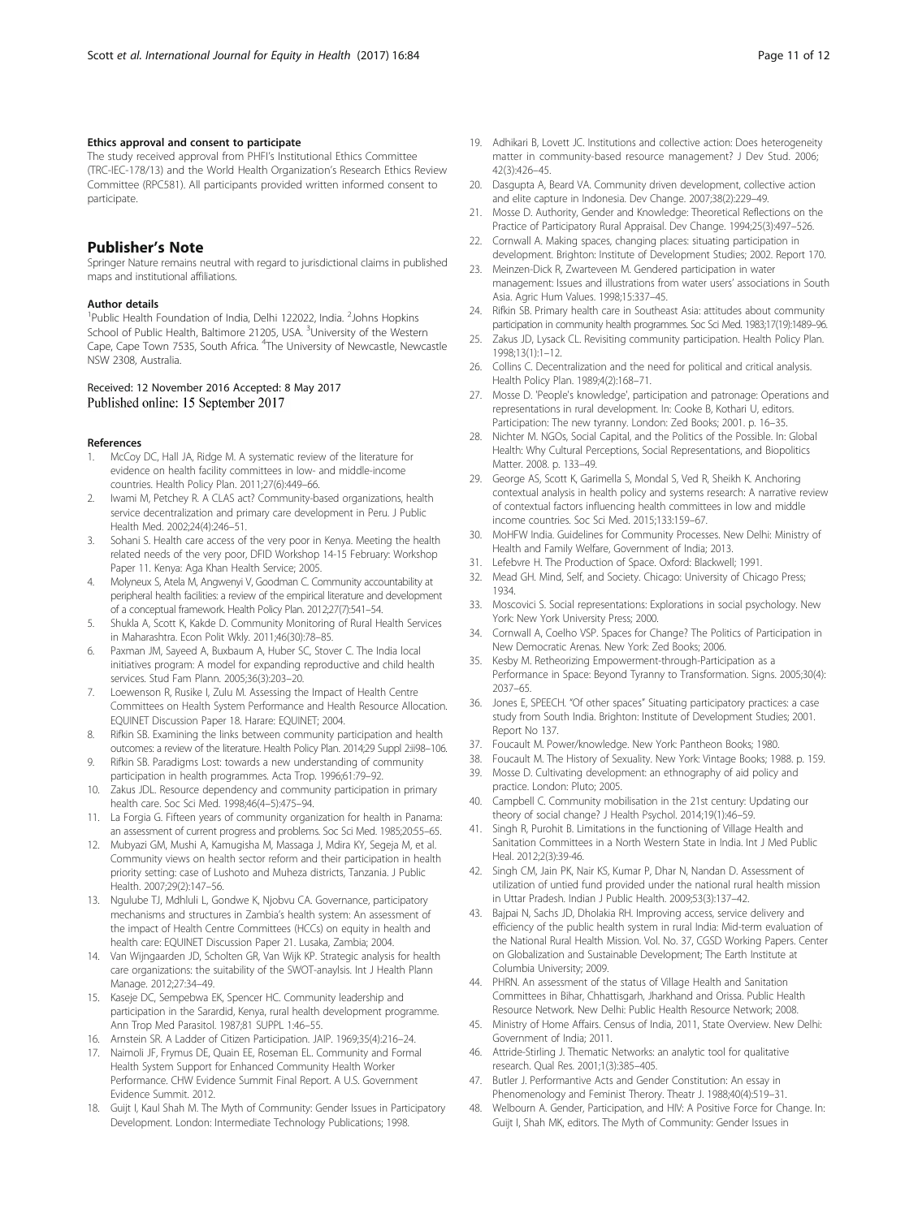#### Ethics approval and consent to participate

The study received approval from PHFI's Institutional Ethics Committee (TRC-IEC-178/13) and the World Health Organization's Research Ethics Review Committee (RPC581). All participants provided written informed consent to participate.

## Publisher's Note

Springer Nature remains neutral with regard to jurisdictional claims in published maps and institutional affiliations.

#### Author details

[1]Public Health Foundation of India, Delhi 122022, India. [2]Johns Hopkins School of Public Health, Baltimore 21205, USA. [3]University of the Western Cape, Cape Town 7535, South Africa. [4]The University of Newcastle, Newcastle NSW 2308, Australia.

Received: 12 November 2016 Accepted: 8 May 2017
Published online: 15 September 2017

#### References

1. McCoy DC, Hall JA, Ridge M. A systematic review of the literature for evidence on health facility committees in low- and middle-income countries. Health Policy Plan. 2011;27(6):449–66.
2. Iwami M, Petchey R. A CLAS act? Community-based organizations, health service decentralization and primary care development in Peru. J Public Health Med. 2002;24(4):246–51.
3. Sohani S. Health care access of the very poor in Kenya. Meeting the health related needs of the very poor, DFID Workshop 14-15 February: Workshop Paper 11. Kenya: Aga Khan Health Service; 2005.
4. Molyneux S, Atela M, Angwenyi V, Goodman C. Community accountability at peripheral health facilities: a review of the empirical literature and development of a conceptual framework. Health Policy Plan. 2012;27(7):541–54.
5. Shukla A, Scott K, Kakde D. Community Monitoring of Rural Health Services in Maharashtra. Econ Polit Wkly. 2011;46(30):78–85.
6. Paxman JM, Sayeed A, Buxbaum A, Huber SC, Stover C. The India local initiatives program: A model for expanding reproductive and child health services. Stud Fam Plann. 2005;36(3):203–20.
7. Loewenson R, Rusike I, Zulu M. Assessing the Impact of Health Centre Committees on Health System Performance and Health Resource Allocation. EQUINET Discussion Paper 18. Harare: EQUINET; 2004.
8. Rifkin SB. Examining the links between community participation and health outcomes: a review of the literature. Health Policy Plan. 2014;29 Suppl 2:ii98–106.
9. Rifkin SB. Paradigms Lost: towards a new understanding of community participation in health programmes. Acta Trop. 1996;61:79–92.
10. Zakus JDL. Resource dependency and community participation in primary health care. Soc Sci Med. 1998;46(4–5):475–94.
11. La Forgia G. Fifteen years of community organization for health in Panama: an assessment of current progress and problems. Soc Sci Med. 1985;20:55–65.
12. Mubyazi GM, Mushi A, Kamugisha M, Massaga J, Mdira KY, Segeja M, et al. Community views on health sector reform and their participation in health priority setting: case of Lushoto and Muheza districts, Tanzania. J Public Health. 2007;29(2):147–56.
13. Ngulube TJ, Mdhluli L, Gondwe K, Njobvu CA. Governance, participatory mechanisms and structures in Zambia's health system: An assessment of the impact of Health Centre Committees (HCCs) on equity in health and health care: EQUINET Discussion Paper 21. Lusaka, Zambia; 2004.
14. Van Wijngaarden JD, Scholten GR, Van Wijk KP. Strategic analysis for health care organizations: the suitability of the SWOT-anaylsis. Int J Health Plann Manage. 2012;27:34–49.
15. Kaseje DC, Sempebwa EK, Spencer HC. Community leadership and participation in the Sarardid, Kenya, rural health development programme. Ann Trop Med Parasitol. 1987;81 SUPPL 1:46–55.
16. Arnstein SR. A Ladder of Citizen Participation. JAIP. 1969;35(4):216–24.
17. Naimoli JF, Frymus DE, Quain EE, Roseman EL. Community and Formal Health System Support for Enhanced Community Health Worker Performance. CHW Evidence Summit Final Report. A U.S. Government Evidence Summit. 2012.
18. Guijt I, Kaul Shah M. The Myth of Community: Gender Issues in Participatory Development. London: Intermediate Technology Publications; 1998.
19. Adhikari B, Lovett JC. Institutions and collective action: Does heterogeneity matter in community-based resource management? J Dev Stud. 2006; 42(3):426–45.
20. Dasgupta A, Beard VA. Community driven development, collective action and elite capture in Indonesia. Dev Change. 2007;38(2):229–49.
21. Mosse D. Authority, Gender and Knowledge: Theoretical Reflections on the Practice of Participatory Rural Appraisal. Dev Change. 1994;25(3):497–526.
22. Cornwall A. Making spaces, changing places: situating participation in development. Brighton: Institute of Development Studies; 2002. Report 170.
23. Meinzen-Dick R, Zwarteveen M. Gendered participation in water management: Issues and illustrations from water users' associations in South Asia. Agric Hum Values. 1998;15:337–45.
24. Rifkin SB. Primary health care in Southeast Asia: attitudes about community participation in community health programmes. Soc Sci Med. 1983;17(19):1489–96.
25. Zakus JD, Lysack CL. Revisiting community participation. Health Policy Plan. 1998;13(1):1–12.
26. Collins C. Decentralization and the need for political and critical analysis. Health Policy Plan. 1989;4(2):168–71.
27. Mosse D. 'People's knowledge', participation and patronage: Operations and representations in rural development. In: Cooke B, Kothari U, editors. Participation: The new tyranny. London: Zed Books; 2001. p. 16–35.
28. Nichter M. NGOs, Social Capital, and the Politics of the Possible. In: Global Health: Why Cultural Perceptions, Social Representations, and Biopolitics Matter. 2008. p. 133–49.
29. George AS, Scott K, Garimella S, Mondal S, Ved R, Sheikh K. Anchoring contextual analysis in health policy and systems research: A narrative review of contextual factors influencing health committees in low and middle income countries. Soc Sci Med. 2015;133:159–67.
30. MoHFW India. Guidelines for Community Processes. New Delhi: Ministry of Health and Family Welfare, Government of India; 2013.
31. Lefebvre H. The Production of Space. Oxford: Blackwell; 1991.
32. Mead GH. Mind, Self, and Society. Chicago: University of Chicago Press; 1934.
33. Moscovici S. Social representations: Explorations in social psychology. New York: New York University Press; 2000.
34. Cornwall A, Coelho VSP. Spaces for Change? The Politics of Participation in New Democratic Arenas. New York: Zed Books; 2006.
35. Kesby M. Retheorizing Empowerment-through-Participation as a Performance in Space: Beyond Tyranny to Transformation. Signs. 2005;30(4): 2037–65.
36. Jones E, SPEECH. "Of other spaces" Situating participatory practices: a case study from South India. Brighton: Institute of Development Studies; 2001. Report No 137.
37. Foucault M. Power/knowledge. New York: Pantheon Books; 1980.
38. Foucault M. The History of Sexuality. New York: Vintage Books; 1988. p. 159.
39. Mosse D. Cultivating development: an ethnography of aid policy and practice. London: Pluto; 2005.
40. Campbell C. Community mobilisation in the 21st century: Updating our theory of social change? J Health Psychol. 2014;19(1):46–59.
41. Singh R, Purohit B. Limitations in the functioning of Village Health and Sanitation Committees in a North Western State in India. Int J Med Public Heal. 2012;2(3):39-46.
42. Singh CM, Jain PK, Nair KS, Kumar P, Dhar N, Nandan D. Assessment of utilization of untied fund provided under the national rural health mission in Uttar Pradesh. Indian J Public Health. 2009;53(3):137–42.
43. Bajpai N, Sachs JD, Dholakia RH. Improving access, service delivery and efficiency of the public health system in rural India: Mid-term evaluation of the National Rural Health Mission. Vol. No. 37, CGSD Working Papers. Center on Globalization and Sustainable Development; The Earth Institute at Columbia University; 2009.
44. PHRN. An assessment of the status of Village Health and Sanitation Committees in Bihar, Chhattisgarh, Jharkhand and Orissa. Public Health Resource Network. New Delhi: Public Health Resource Network; 2008.
45. Ministry of Home Affairs. Census of India, 2011, State Overview. New Delhi: Government of India; 2011.
46. Attride-Stirling J. Thematic Networks: an analytic tool for qualitative research. Qual Res. 2001;1(3):385–405.
47. Butler J. Performantive Acts and Gender Constitution: An essay in Phenomenology and Feminist Therory. Theatr J. 1988;40(4):519–31.
48. Welbourn A. Gender, Participation, and HIV: A Positive Force for Change. In: Guijt I, Shah MK, editors. The Myth of Community: Gender Issues in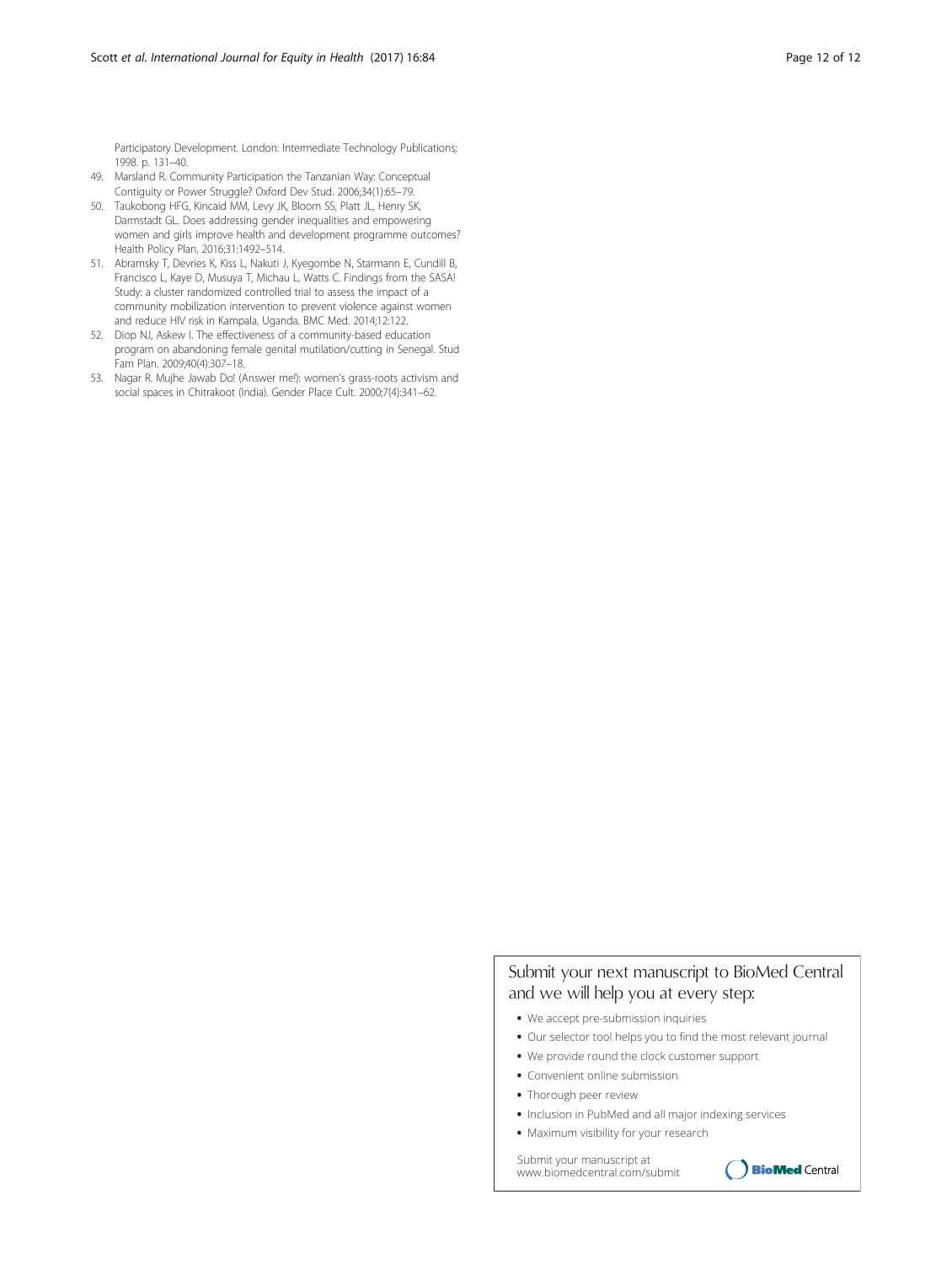Participatory Development. London: Intermediate Technology Publications; 1998. p. 131–40.

49. Marsland R. Community Participation the Tanzanian Way: Conceptual Contiguity or Power Struggle? Oxford Dev Stud. 2006;34(1):65–79.
50. Taukobong HFG, Kincaid MM, Levy JK, Bloom SS, Platt JL, Henry SK, Darmstadt GL. Does addressing gender inequalities and empowering women and girls improve health and development programme outcomes? Health Policy Plan. 2016;31:1492–514.
51. Abramsky T, Devries K, Kiss L, Nakuti J, Kyegombe N, Starmann E, Cundill B, Francisco L, Kaye D, Musuya T, Michau L, Watts C. Findings from the SASA! Study: a cluster randomized controlled trial to assess the impact of a community mobilization intervention to prevent violence against women and reduce HIV risk in Kampala, Uganda. BMC Med. 2014;12:122.
52. Diop NJ, Askew I. The effectiveness of a community-based education program on abandoning female genital mutilation/cutting in Senegal. Stud Fam Plan. 2009;40(4):307–18.
53. Nagar R. Mujhe Jawab Do! (Answer me!): women's grass-roots activism and social spaces in Chitrakoot (India). Gender Place Cult. 2000;7(4):341–62.

Submit your next manuscript to BioMed Central and we will help you at every step:

- We accept pre-submission inquiries
- Our selector tool helps you to find the most relevant journal
- We provide round the clock customer support
- Convenient online submission
- Thorough peer review
- Inclusion in PubMed and all major indexing services
- Maximum visibility for your research

Submit your manuscript at
www.biomedcentral.com/submit

BioMed Central